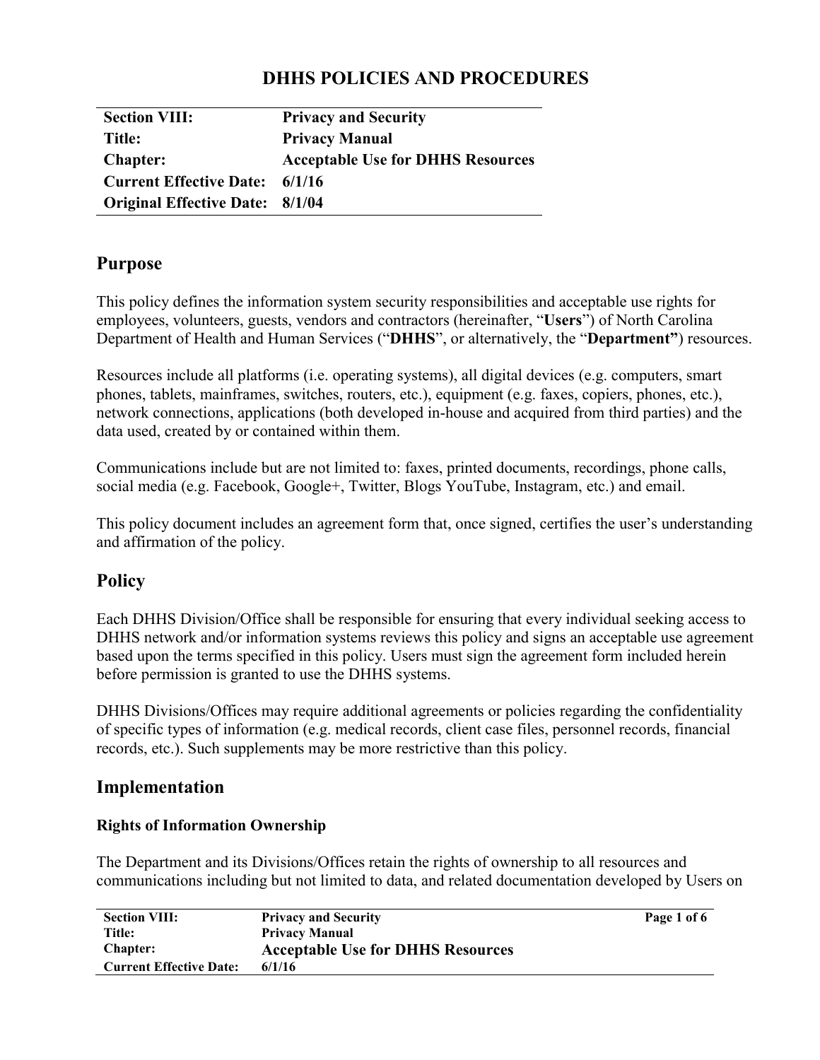# DHHS POLICIES AND PROCEDURES

| | |
|---|---|
| **Section VIII:** | **Privacy and Security** |
| **Title:** | **Privacy Manual** |
| **Chapter:** | **Acceptable Use for DHHS Resources** |
| **Current Effective Date:** | **6/1/16** |
| **Original Effective Date:** | **8/1/04** |

## Purpose

This policy defines the information system security responsibilities and acceptable use rights for employees, volunteers, guests, vendors and contractors (hereinafter, "**Users**") of North Carolina Department of Health and Human Services ("**DHHS**", or alternatively, the "**Department"**) resources.

Resources include all platforms (i.e. operating systems), all digital devices (e.g. computers, smart phones, tablets, mainframes, switches, routers, etc.), equipment (e.g. faxes, copiers, phones, etc.), network connections, applications (both developed in-house and acquired from third parties) and the data used, created by or contained within them.

Communications include but are not limited to: faxes, printed documents, recordings, phone calls, social media (e.g. Facebook, Google+, Twitter, Blogs YouTube, Instagram, etc.) and email.

This policy document includes an agreement form that, once signed, certifies the user's understanding and affirmation of the policy.

## Policy

Each DHHS Division/Office shall be responsible for ensuring that every individual seeking access to DHHS network and/or information systems reviews this policy and signs an acceptable use agreement based upon the terms specified in this policy. Users must sign the agreement form included herein before permission is granted to use the DHHS systems.

DHHS Divisions/Offices may require additional agreements or policies regarding the confidentiality of specific types of information (e.g. medical records, client case files, personnel records, financial records, etc.). Such supplements may be more restrictive than this policy.

## Implementation

### Rights of Information Ownership

The Department and its Divisions/Offices retain the rights of ownership to all resources and communications including but not limited to data, and related documentation developed by Users on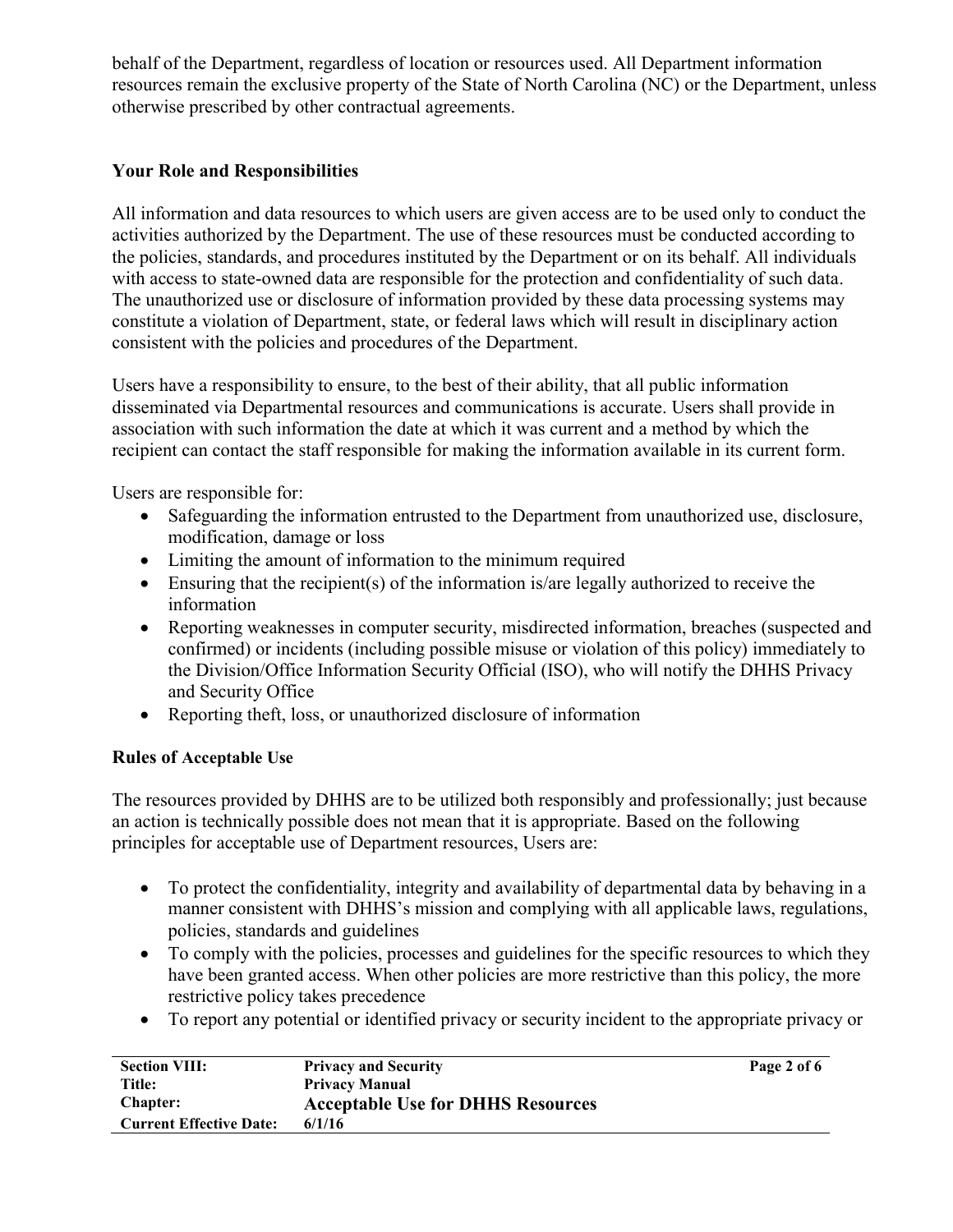behalf of the Department, regardless of location or resources used. All Department information resources remain the exclusive property of the State of North Carolina (NC) or the Department, unless otherwise prescribed by other contractual agreements.

### Your Role and Responsibilities

All information and data resources to which users are given access are to be used only to conduct the activities authorized by the Department. The use of these resources must be conducted according to the policies, standards, and procedures instituted by the Department or on its behalf. All individuals with access to state-owned data are responsible for the protection and confidentiality of such data. The unauthorized use or disclosure of information provided by these data processing systems may constitute a violation of Department, state, or federal laws which will result in disciplinary action consistent with the policies and procedures of the Department.

Users have a responsibility to ensure, to the best of their ability, that all public information disseminated via Departmental resources and communications is accurate. Users shall provide in association with such information the date at which it was current and a method by which the recipient can contact the staff responsible for making the information available in its current form.

Users are responsible for:

- Safeguarding the information entrusted to the Department from unauthorized use, disclosure, modification, damage or loss
- Limiting the amount of information to the minimum required
- Ensuring that the recipient(s) of the information is/are legally authorized to receive the information
- Reporting weaknesses in computer security, misdirected information, breaches (suspected and confirmed) or incidents (including possible misuse or violation of this policy) immediately to the Division/Office Information Security Official (ISO), who will notify the DHHS Privacy and Security Office
- Reporting theft, loss, or unauthorized disclosure of information

### Rules of Acceptable Use

The resources provided by DHHS are to be utilized both responsibly and professionally; just because an action is technically possible does not mean that it is appropriate. Based on the following principles for acceptable use of Department resources, Users are:

- To protect the confidentiality, integrity and availability of departmental data by behaving in a manner consistent with DHHS's mission and complying with all applicable laws, regulations, policies, standards and guidelines
- To comply with the policies, processes and guidelines for the specific resources to which they have been granted access. When other policies are more restrictive than this policy, the more restrictive policy takes precedence
- To report any potential or identified privacy or security incident to the appropriate privacy or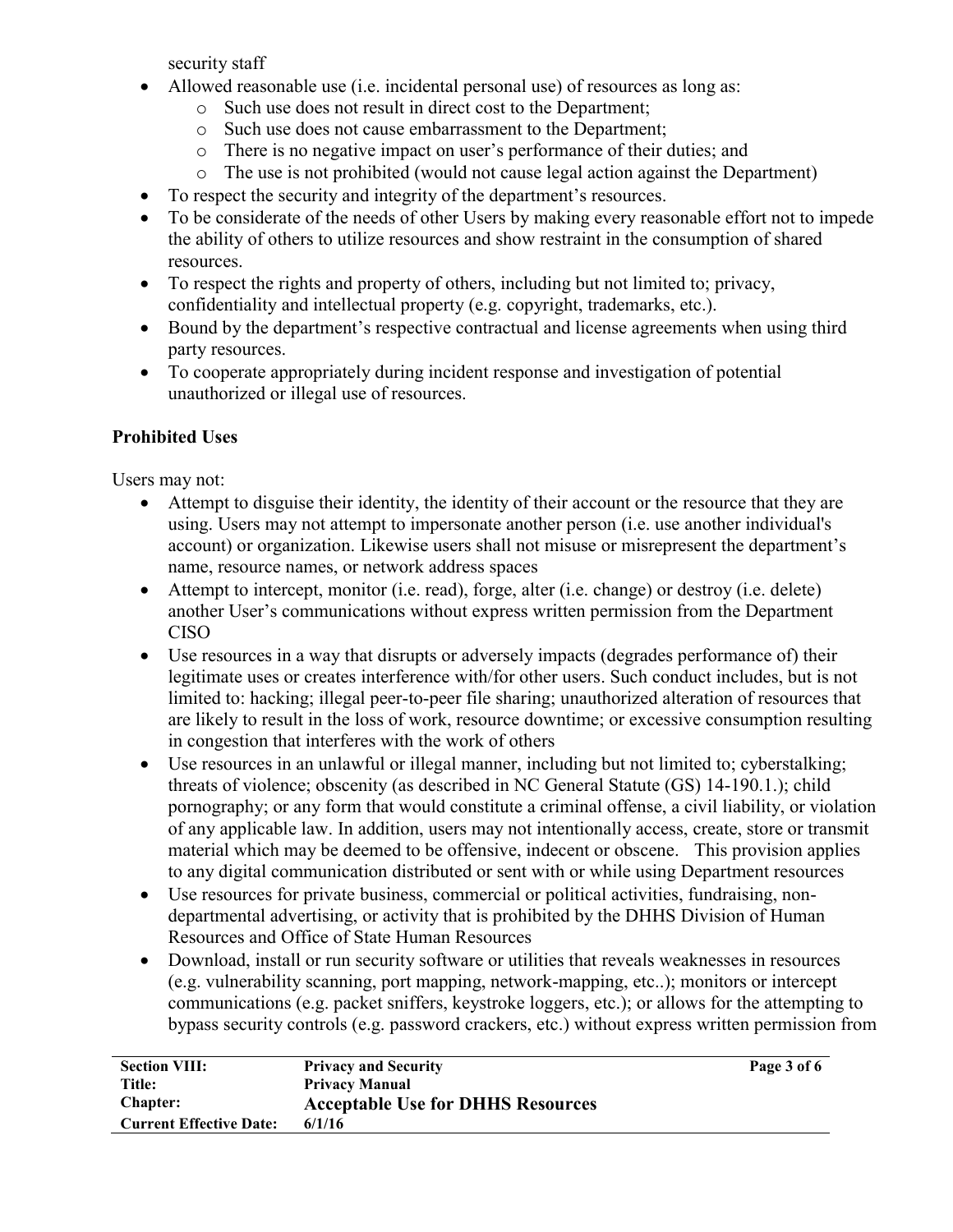security staff

- Allowed reasonable use (i.e. incidental personal use) of resources as long as:
  - Such use does not result in direct cost to the Department;
  - Such use does not cause embarrassment to the Department;
  - There is no negative impact on user's performance of their duties; and
  - The use is not prohibited (would not cause legal action against the Department)
- To respect the security and integrity of the department's resources.
- To be considerate of the needs of other Users by making every reasonable effort not to impede the ability of others to utilize resources and show restraint in the consumption of shared resources.
- To respect the rights and property of others, including but not limited to; privacy, confidentiality and intellectual property (e.g. copyright, trademarks, etc.).
- Bound by the department's respective contractual and license agreements when using third party resources.
- To cooperate appropriately during incident response and investigation of potential unauthorized or illegal use of resources.

**Prohibited Uses**

Users may not:

- Attempt to disguise their identity, the identity of their account or the resource that they are using. Users may not attempt to impersonate another person (i.e. use another individual's account) or organization. Likewise users shall not misuse or misrepresent the department's name, resource names, or network address spaces
- Attempt to intercept, monitor (i.e. read), forge, alter (i.e. change) or destroy (i.e. delete) another User's communications without express written permission from the Department CISO
- Use resources in a way that disrupts or adversely impacts (degrades performance of) their legitimate uses or creates interference with/for other users. Such conduct includes, but is not limited to: hacking; illegal peer-to-peer file sharing; unauthorized alteration of resources that are likely to result in the loss of work, resource downtime; or excessive consumption resulting in congestion that interferes with the work of others
- Use resources in an unlawful or illegal manner, including but not limited to; cyberstalking; threats of violence; obscenity (as described in NC General Statute (GS) 14-190.1.); child pornography; or any form that would constitute a criminal offense, a civil liability, or violation of any applicable law. In addition, users may not intentionally access, create, store or transmit material which may be deemed to be offensive, indecent or obscene. This provision applies to any digital communication distributed or sent with or while using Department resources
- Use resources for private business, commercial or political activities, fundraising, non-departmental advertising, or activity that is prohibited by the DHHS Division of Human Resources and Office of State Human Resources
- Download, install or run security software or utilities that reveals weaknesses in resources (e.g. vulnerability scanning, port mapping, network-mapping, etc..); monitors or intercept communications (e.g. packet sniffers, keystroke loggers, etc.); or allows for the attempting to bypass security controls (e.g. password crackers, etc.) without express written permission from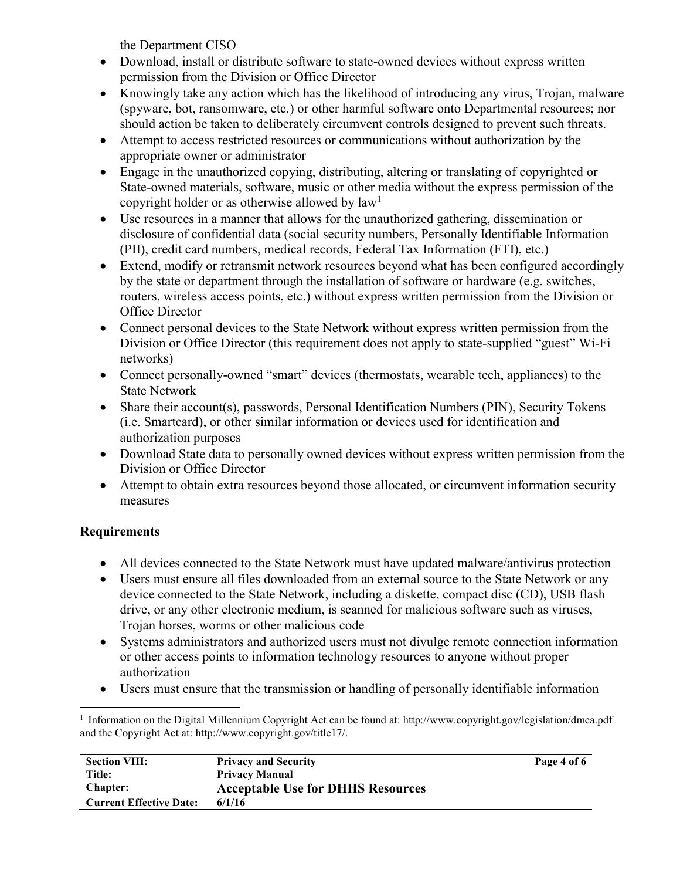the Department CISO

- Download, install or distribute software to state-owned devices without express written permission from the Division or Office Director
- Knowingly take any action which has the likelihood of introducing any virus, Trojan, malware (spyware, bot, ransomware, etc.) or other harmful software onto Departmental resources; nor should action be taken to deliberately circumvent controls designed to prevent such threats.
- Attempt to access restricted resources or communications without authorization by the appropriate owner or administrator
- Engage in the unauthorized copying, distributing, altering or translating of copyrighted or State-owned materials, software, music or other media without the express permission of the copyright holder or as otherwise allowed by law[1]
- Use resources in a manner that allows for the unauthorized gathering, dissemination or disclosure of confidential data (social security numbers, Personally Identifiable Information (PII), credit card numbers, medical records, Federal Tax Information (FTI), etc.)
- Extend, modify or retransmit network resources beyond what has been configured accordingly by the state or department through the installation of software or hardware (e.g. switches, routers, wireless access points, etc.) without express written permission from the Division or Office Director
- Connect personal devices to the State Network without express written permission from the Division or Office Director (this requirement does not apply to state-supplied "guest" Wi-Fi networks)
- Connect personally-owned "smart" devices (thermostats, wearable tech, appliances) to the State Network
- Share their account(s), passwords, Personal Identification Numbers (PIN), Security Tokens (i.e. Smartcard), or other similar information or devices used for identification and authorization purposes
- Download State data to personally owned devices without express written permission from the Division or Office Director
- Attempt to obtain extra resources beyond those allocated, or circumvent information security measures

## Requirements

- All devices connected to the State Network must have updated malware/antivirus protection
- Users must ensure all files downloaded from an external source to the State Network or any device connected to the State Network, including a diskette, compact disc (CD), USB flash drive, or any other electronic medium, is scanned for malicious software such as viruses, Trojan horses, worms or other malicious code
- Systems administrators and authorized users must not divulge remote connection information or other access points to information technology resources to anyone without proper authorization
- Users must ensure that the transmission or handling of personally identifiable information

[1] Information on the Digital Millennium Copyright Act can be found at: http://www.copyright.gov/legislation/dmca.pdf and the Copyright Act at: http://www.copyright.gov/title17/.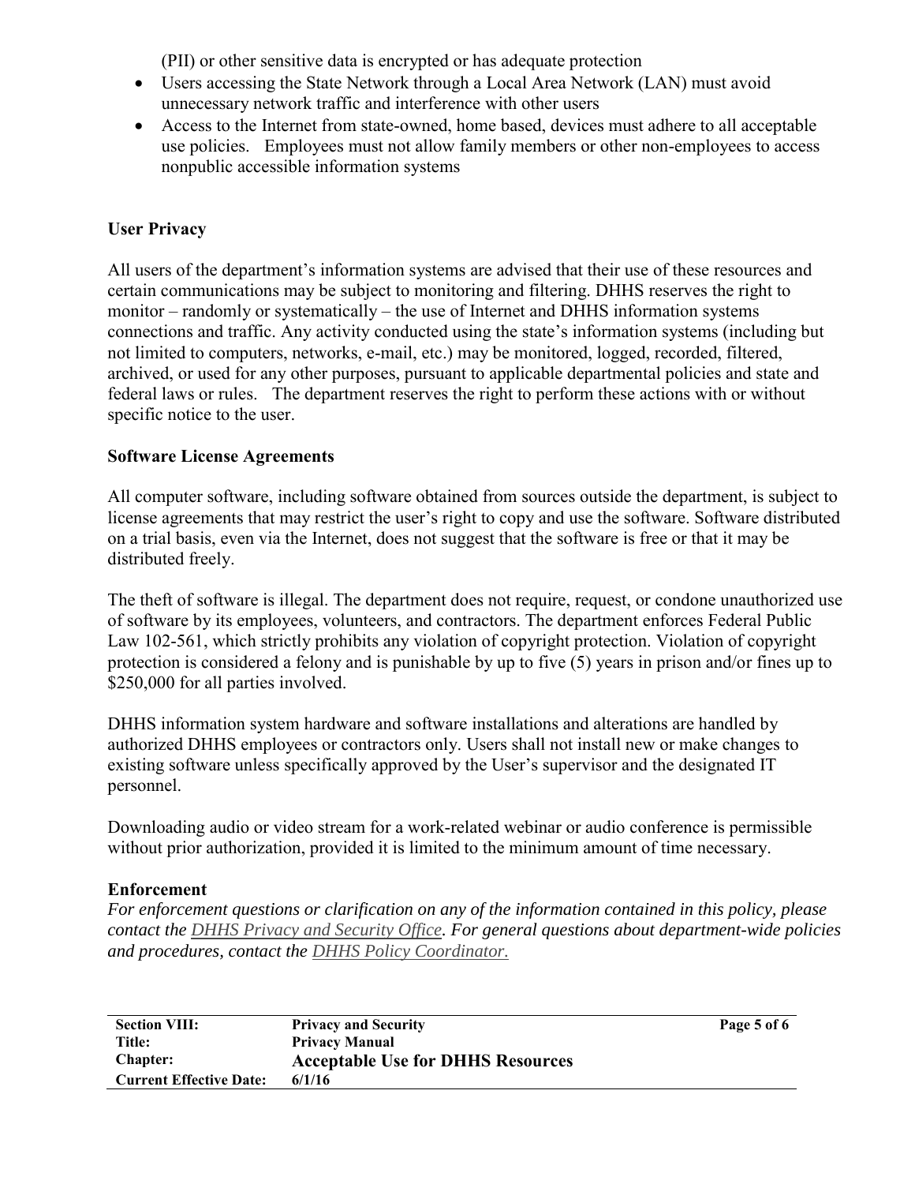(PII) or other sensitive data is encrypted or has adequate protection

- Users accessing the State Network through a Local Area Network (LAN) must avoid unnecessary network traffic and interference with other users
- Access to the Internet from state-owned, home based, devices must adhere to all acceptable use policies. Employees must not allow family members or other non-employees to access nonpublic accessible information systems

**User Privacy**

All users of the department's information systems are advised that their use of these resources and certain communications may be subject to monitoring and filtering. DHHS reserves the right to monitor – randomly or systematically – the use of Internet and DHHS information systems connections and traffic. Any activity conducted using the state's information systems (including but not limited to computers, networks, e-mail, etc.) may be monitored, logged, recorded, filtered, archived, or used for any other purposes, pursuant to applicable departmental policies and state and federal laws or rules. The department reserves the right to perform these actions with or without specific notice to the user.

**Software License Agreements**

All computer software, including software obtained from sources outside the department, is subject to license agreements that may restrict the user's right to copy and use the software. Software distributed on a trial basis, even via the Internet, does not suggest that the software is free or that it may be distributed freely.

The theft of software is illegal. The department does not require, request, or condone unauthorized use of software by its employees, volunteers, and contractors. The department enforces Federal Public Law 102-561, which strictly prohibits any violation of copyright protection. Violation of copyright protection is considered a felony and is punishable by up to five (5) years in prison and/or fines up to $250,000 for all parties involved.

DHHS information system hardware and software installations and alterations are handled by authorized DHHS employees or contractors only. Users shall not install new or make changes to existing software unless specifically approved by the User's supervisor and the designated IT personnel.

Downloading audio or video stream for a work-related webinar or audio conference is permissible without prior authorization, provided it is limited to the minimum amount of time necessary.

**Enforcement**

*For enforcement questions or clarification on any of the information contained in this policy, please contact the DHHS Privacy and Security Office. For general questions about department-wide policies and procedures, contact the DHHS Policy Coordinator.*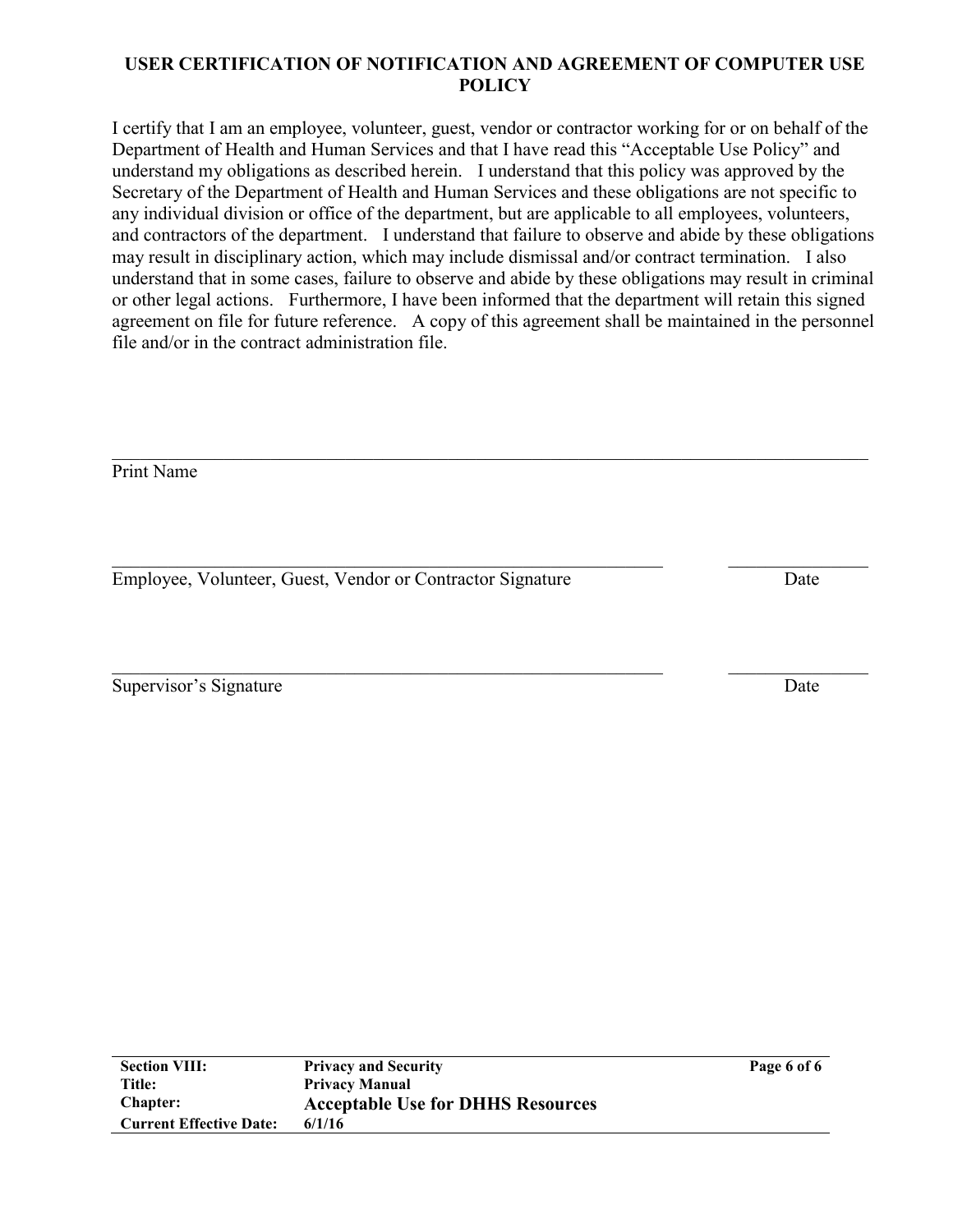# USER CERTIFICATION OF NOTIFICATION AND AGREEMENT OF COMPUTER USE POLICY

I certify that I am an employee, volunteer, guest, vendor or contractor working for or on behalf of the Department of Health and Human Services and that I have read this "Acceptable Use Policy" and understand my obligations as described herein. I understand that this policy was approved by the Secretary of the Department of Health and Human Services and these obligations are not specific to any individual division or office of the department, but are applicable to all employees, volunteers, and contractors of the department. I understand that failure to observe and abide by these obligations may result in disciplinary action, which may include dismissal and/or contract termination. I also understand that in some cases, failure to observe and abide by these obligations may result in criminal or other legal actions. Furthermore, I have been informed that the department will retain this signed agreement on file for future reference. A copy of this agreement shall be maintained in the personnel file and/or in the contract administration file.

\_\_\_\_\_\_\_\_\_\_\_\_\_\_\_\_\_\_\_\_\_\_\_\_\_\_\_\_\_\_\_\_\_\_\_\_\_\_\_\_\_\_\_\_\_\_\_\_\_\_\_\_\_\_\_\_\_\_\_\_

Print Name

\_\_\_\_\_\_\_\_\_\_\_\_\_\_\_\_\_\_\_\_\_\_\_\_\_\_\_\_\_\_\_\_\_\_\_\_\_\_\_\_\_\_\_\_ \_\_\_\_\_\_\_\_\_\_\_\_\_\_\_

Employee, Volunteer, Guest, Vendor or Contractor Signature Date

\_\_\_\_\_\_\_\_\_\_\_\_\_\_\_\_\_\_\_\_\_\_\_\_\_\_\_\_\_\_\_\_\_\_\_\_\_\_\_\_\_\_\_\_ \_\_\_\_\_\_\_\_\_\_\_\_\_\_\_

Supervisor's Signature Date